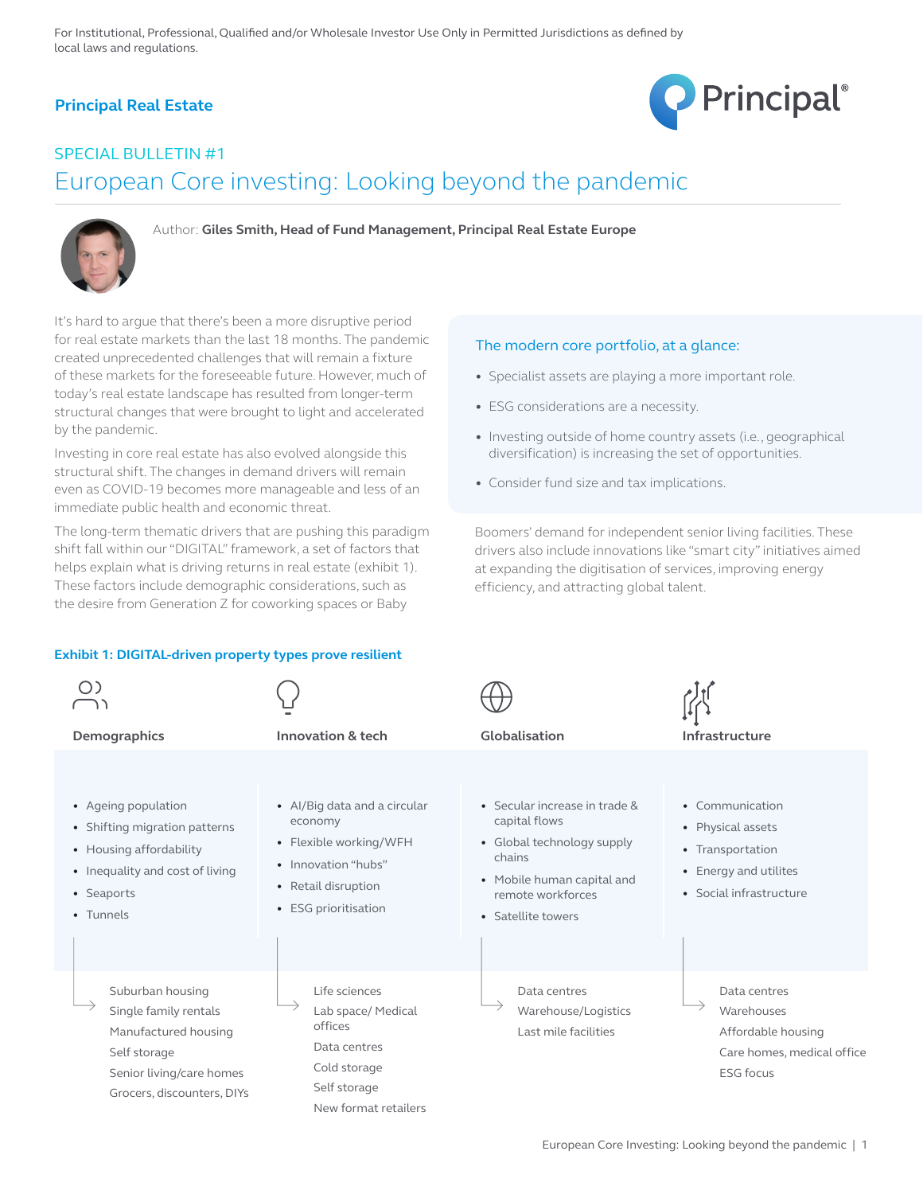For Institutional, Professional, Qualified and/or Wholesale Investor Use Only in Permitted Jurisdictions as defined by local laws and regulations.

**Principal Real Estate**

SPECIAL BULLETIN #1

# European Core investing: Looking beyond the pandemic

Author: **Giles Smith, Head of Fund Management, Principal Real Estate Europe**

It's hard to argue that there's been a more disruptive period for real estate markets than the last 18 months. The pandemic created unprecedented challenges that will remain a fixture of these markets for the foreseeable future. However, much of today's real estate landscape has resulted from longer-term structural changes that were brought to light and accelerated by the pandemic.

Investing in core real estate has also evolved alongside this structural shift. The changes in demand drivers will remain even as COVID-19 becomes more manageable and less of an immediate public health and economic threat.

The long-term thematic drivers that are pushing this paradigm shift fall within our "DIGITAL" framework, a set of factors that helps explain what is driving returns in real estate (exhibit 1). These factors include demographic considerations, such as the desire from Generation Z for coworking spaces or Baby Boomers' demand for independent senior living facilities. These drivers also include innovations like "smart city" initiatives aimed at expanding the digitisation of services, improving energy efficiency, and attracting global talent.

### The modern core portfolio, at a glance:

- Specialist assets are playing a more important role.
- ESG considerations are a necessity.
- Investing outside of home country assets (i.e., geographical diversification) is increasing the set of opportunities.
- Consider fund size and tax implications.

**Exhibit 1: DIGITAL-driven property types prove resilient**

| Demographics | Innovation & tech | Globalisation | Infrastructure |
|---|---|---|---|
| • Ageing population<br>• Shifting migration patterns<br>• Housing affordability<br>• Inequality and cost of living<br>• Seaports<br>• Tunnels | • AI/Big data and a circular economy<br>• Flexible working/WFH<br>• Innovation "hubs"<br>• Retail disruption<br>• ESG prioritisation | • Secular increase in trade & capital flows<br>• Global technology supply chains<br>• Mobile human capital and remote workforces<br>• Satellite towers | • Communication<br>• Physical assets<br>• Transportation<br>• Energy and utilites<br>• Social infrastructure |
| Suburban housing<br>Single family rentals<br>Manufactured housing<br>Self storage<br>Senior living/care homes<br>Grocers, discounters, DIYs | Life sciences<br>Lab space/ Medical offices<br>Data centres<br>Cold storage<br>Self storage<br>New format retailers | Data centres<br>Warehouse/Logistics<br>Last mile facilities | Data centres<br>Warehouses<br>Affordable housing<br>Care homes, medical office<br>ESG focus |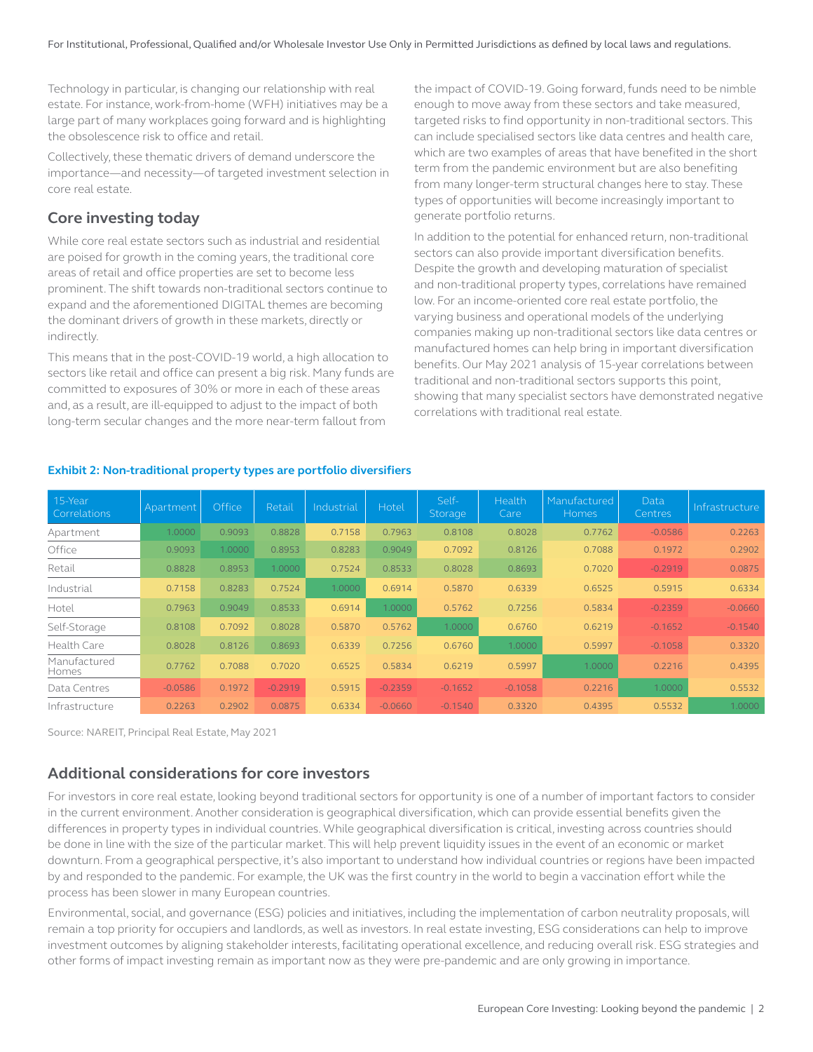Technology in particular, is changing our relationship with real estate. For instance, work-from-home (WFH) initiatives may be a large part of many workplaces going forward and is highlighting the obsolescence risk to office and retail.

Collectively, these thematic drivers of demand underscore the importance—and necessity—of targeted investment selection in core real estate.

## Core investing today

While core real estate sectors such as industrial and residential are poised for growth in the coming years, the traditional core areas of retail and office properties are set to become less prominent. The shift towards non-traditional sectors continue to expand and the aforementioned DIGITAL themes are becoming the dominant drivers of growth in these markets, directly or indirectly.

This means that in the post-COVID-19 world, a high allocation to sectors like retail and office can present a big risk. Many funds are committed to exposures of 30% or more in each of these areas and, as a result, are ill-equipped to adjust to the impact of both long-term secular changes and the more near-term fallout from the impact of COVID-19. Going forward, funds need to be nimble enough to move away from these sectors and take measured, targeted risks to find opportunity in non-traditional sectors. This can include specialised sectors like data centres and health care, which are two examples of areas that have benefited in the short term from the pandemic environment but are also benefiting from many longer-term structural changes here to stay. These types of opportunities will become increasingly important to generate portfolio returns.

In addition to the potential for enhanced return, non-traditional sectors can also provide important diversification benefits. Despite the growth and developing maturation of specialist and non-traditional property types, correlations have remained low. For an income-oriented core real estate portfolio, the varying business and operational models of the underlying companies making up non-traditional sectors like data centres or manufactured homes can help bring in important diversification benefits. Our May 2021 analysis of 15-year correlations between traditional and non-traditional sectors supports this point, showing that many specialist sectors have demonstrated negative correlations with traditional real estate.

**Exhibit 2: Non-traditional property types are portfolio diversifiers**

| 15-Year Correlations | Apartment | Office | Retail | Industrial | Hotel | Self-Storage | Health Care | Manufactured Homes | Data Centres | Infrastructure |
|---|---|---|---|---|---|---|---|---|---|---|
| Apartment | 1.0000 | 0.9093 | 0.8828 | 0.7158 | 0.7963 | 0.8108 | 0.8028 | 0.7762 | -0.0586 | 0.2263 |
| Office | 0.9093 | 1.0000 | 0.8953 | 0.8283 | 0.9049 | 0.7092 | 0.8126 | 0.7088 | 0.1972 | 0.2902 |
| Retail | 0.8828 | 0.8953 | 1.0000 | 0.7524 | 0.8533 | 0.8028 | 0.8693 | 0.7020 | -0.2919 | 0.0875 |
| Industrial | 0.7158 | 0.8283 | 0.7524 | 1.0000 | 0.6914 | 0.5870 | 0.6339 | 0.6525 | 0.5915 | 0.6334 |
| Hotel | 0.7963 | 0.9049 | 0.8533 | 0.6914 | 1.0000 | 0.5762 | 0.7256 | 0.5834 | -0.2359 | -0.0660 |
| Self-Storage | 0.8108 | 0.7092 | 0.8028 | 0.5870 | 0.5762 | 1.0000 | 0.6760 | 0.6219 | -0.1652 | -0.1540 |
| Health Care | 0.8028 | 0.8126 | 0.8693 | 0.6339 | 0.7256 | 0.6760 | 1.0000 | 0.5997 | -0.1058 | 0.3320 |
| Manufactured Homes | 0.7762 | 0.7088 | 0.7020 | 0.6525 | 0.5834 | 0.6219 | 0.5997 | 1.0000 | 0.2216 | 0.4395 |
| Data Centres | -0.0586 | 0.1972 | -0.2919 | 0.5915 | -0.2359 | -0.1652 | -0.1058 | 0.2216 | 1.0000 | 0.5532 |
| Infrastructure | 0.2263 | 0.2902 | 0.0875 | 0.6334 | -0.0660 | -0.1540 | 0.3320 | 0.4395 | 0.5532 | 1.0000 |

Source: NAREIT, Principal Real Estate, May 2021

## Additional considerations for core investors

For investors in core real estate, looking beyond traditional sectors for opportunity is one of a number of important factors to consider in the current environment. Another consideration is geographical diversification, which can provide essential benefits given the differences in property types in individual countries. While geographical diversification is critical, investing across countries should be done in line with the size of the particular market. This will help prevent liquidity issues in the event of an economic or market downturn. From a geographical perspective, it's also important to understand how individual countries or regions have been impacted by and responded to the pandemic. For example, the UK was the first country in the world to begin a vaccination effort while the process has been slower in many European countries.

Environmental, social, and governance (ESG) policies and initiatives, including the implementation of carbon neutrality proposals, will remain a top priority for occupiers and landlords, as well as investors. In real estate investing, ESG considerations can help to improve investment outcomes by aligning stakeholder interests, facilitating operational excellence, and reducing overall risk. ESG strategies and other forms of impact investing remain as important now as they were pre-pandemic and are only growing in importance.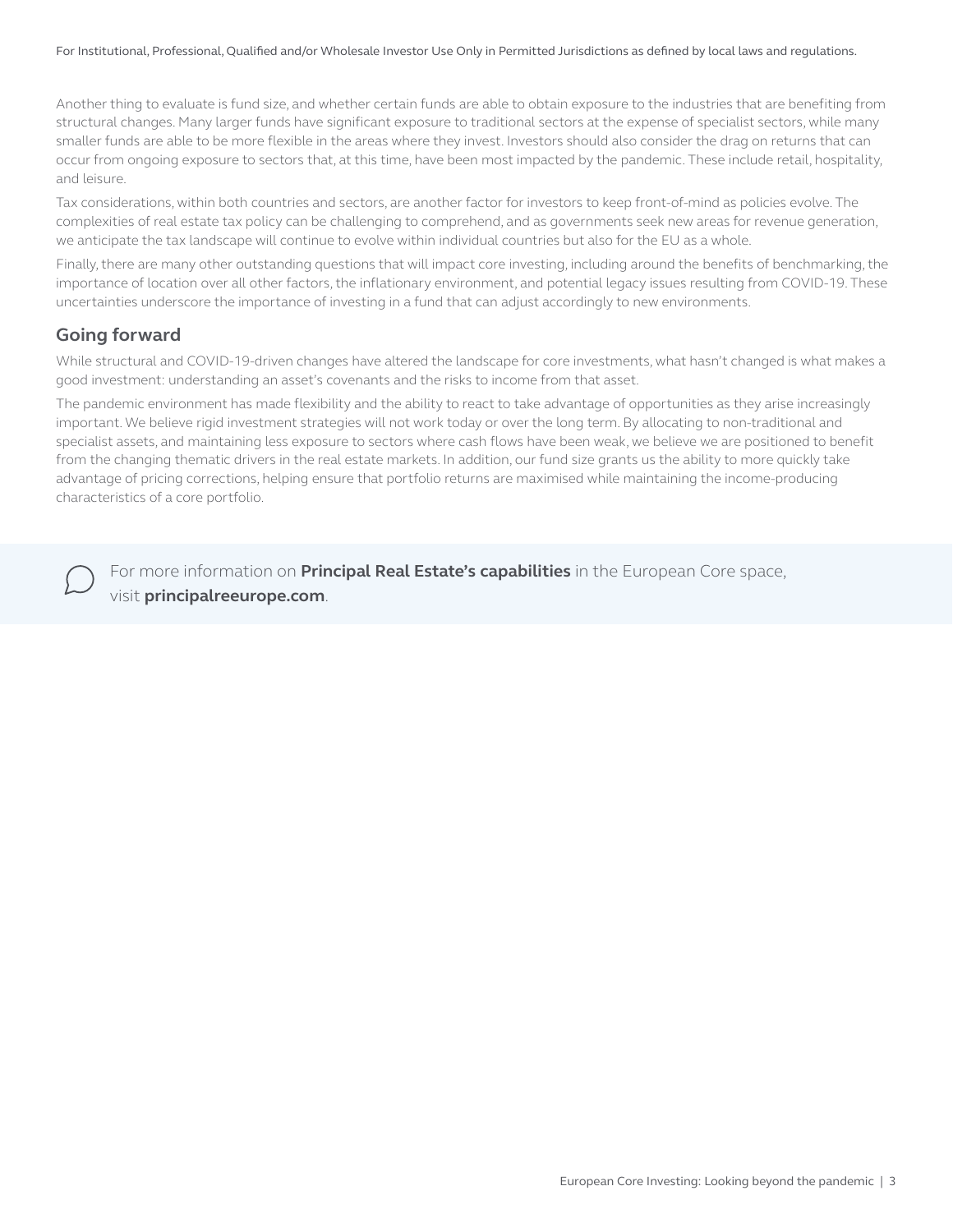Another thing to evaluate is fund size, and whether certain funds are able to obtain exposure to the industries that are benefiting from structural changes. Many larger funds have significant exposure to traditional sectors at the expense of specialist sectors, while many smaller funds are able to be more flexible in the areas where they invest. Investors should also consider the drag on returns that can occur from ongoing exposure to sectors that, at this time, have been most impacted by the pandemic. These include retail, hospitality, and leisure.

Tax considerations, within both countries and sectors, are another factor for investors to keep front-of-mind as policies evolve. The complexities of real estate tax policy can be challenging to comprehend, and as governments seek new areas for revenue generation, we anticipate the tax landscape will continue to evolve within individual countries but also for the EU as a whole.

Finally, there are many other outstanding questions that will impact core investing, including around the benefits of benchmarking, the importance of location over all other factors, the inflationary environment, and potential legacy issues resulting from COVID-19. These uncertainties underscore the importance of investing in a fund that can adjust accordingly to new environments.

## Going forward

While structural and COVID-19-driven changes have altered the landscape for core investments, what hasn't changed is what makes a good investment: understanding an asset's covenants and the risks to income from that asset.

The pandemic environment has made flexibility and the ability to react to take advantage of opportunities as they arise increasingly important. We believe rigid investment strategies will not work today or over the long term. By allocating to non-traditional and specialist assets, and maintaining less exposure to sectors where cash flows have been weak, we believe we are positioned to benefit from the changing thematic drivers in the real estate markets. In addition, our fund size grants us the ability to more quickly take advantage of pricing corrections, helping ensure that portfolio returns are maximised while maintaining the income-producing characteristics of a core portfolio.

For more information on **Principal Real Estate's capabilities** in the European Core space, visit **principalreeurope.com**.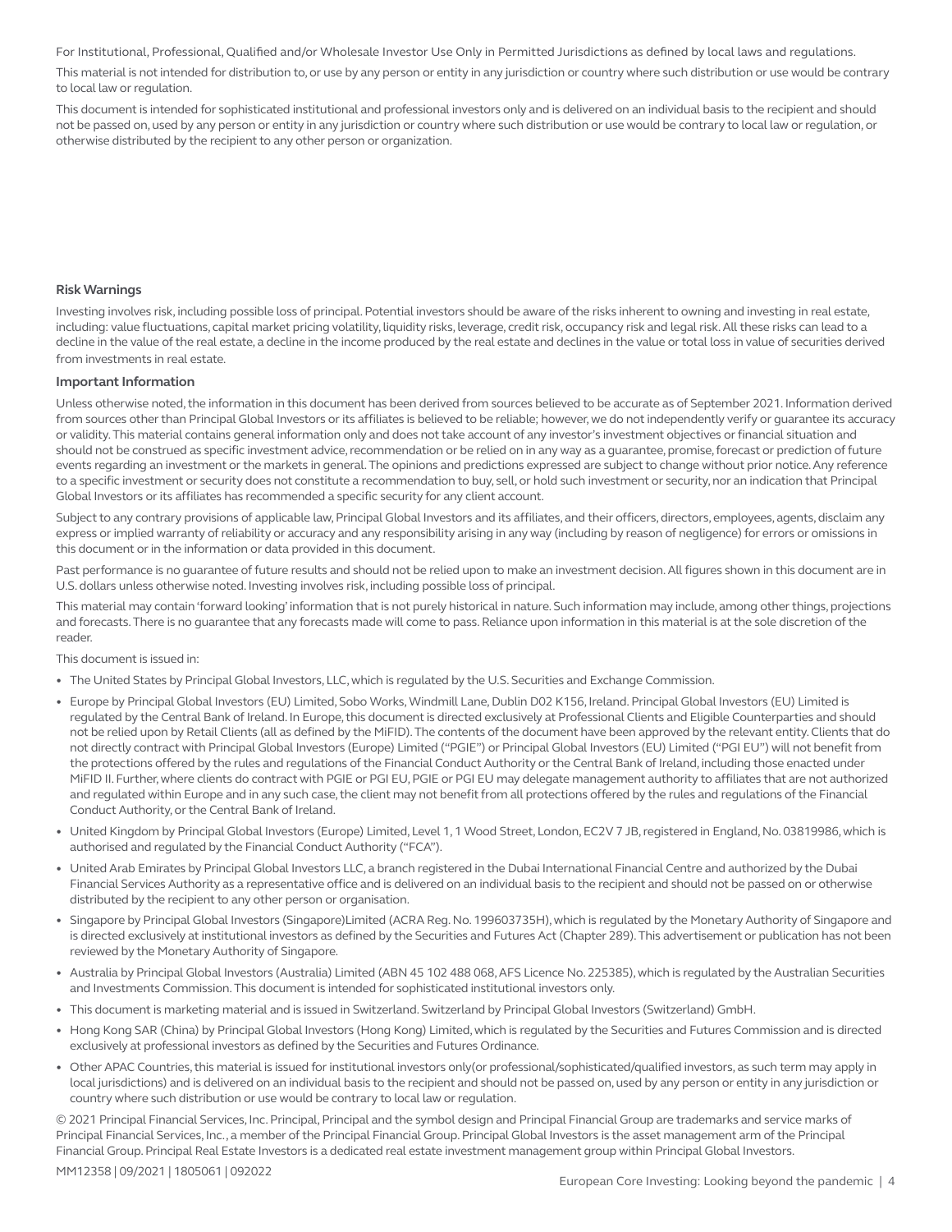For Institutional, Professional, Qualified and/or Wholesale Investor Use Only in Permitted Jurisdictions as defined by local laws and regulations.

This material is not intended for distribution to, or use by any person or entity in any jurisdiction or country where such distribution or use would be contrary to local law or regulation.

This document is intended for sophisticated institutional and professional investors only and is delivered on an individual basis to the recipient and should not be passed on, used by any person or entity in any jurisdiction or country where such distribution or use would be contrary to local law or regulation, or otherwise distributed by the recipient to any other person or organization.

**Risk Warnings**

Investing involves risk, including possible loss of principal. Potential investors should be aware of the risks inherent to owning and investing in real estate, including: value fluctuations, capital market pricing volatility, liquidity risks, leverage, credit risk, occupancy risk and legal risk. All these risks can lead to a decline in the value of the real estate, a decline in the income produced by the real estate and declines in the value or total loss in value of securities derived from investments in real estate.

**Important Information**

Unless otherwise noted, the information in this document has been derived from sources believed to be accurate as of September 2021. Information derived from sources other than Principal Global Investors or its affiliates is believed to be reliable; however, we do not independently verify or guarantee its accuracy or validity. This material contains general information only and does not take account of any investor's investment objectives or financial situation and should not be construed as specific investment advice, recommendation or be relied on in any way as a guarantee, promise, forecast or prediction of future events regarding an investment or the markets in general. The opinions and predictions expressed are subject to change without prior notice. Any reference to a specific investment or security does not constitute a recommendation to buy, sell, or hold such investment or security, nor an indication that Principal Global Investors or its affiliates has recommended a specific security for any client account.

Subject to any contrary provisions of applicable law, Principal Global Investors and its affiliates, and their officers, directors, employees, agents, disclaim any express or implied warranty of reliability or accuracy and any responsibility arising in any way (including by reason of negligence) for errors or omissions in this document or in the information or data provided in this document.

Past performance is no guarantee of future results and should not be relied upon to make an investment decision. All figures shown in this document are in U.S. dollars unless otherwise noted. Investing involves risk, including possible loss of principal.

This material may contain 'forward looking' information that is not purely historical in nature. Such information may include, among other things, projections and forecasts. There is no guarantee that any forecasts made will come to pass. Reliance upon information in this material is at the sole discretion of the reader.

This document is issued in:

- The United States by Principal Global Investors, LLC, which is regulated by the U.S. Securities and Exchange Commission.
- Europe by Principal Global Investors (EU) Limited, Sobo Works, Windmill Lane, Dublin D02 K156, Ireland. Principal Global Investors (EU) Limited is regulated by the Central Bank of Ireland. In Europe, this document is directed exclusively at Professional Clients and Eligible Counterparties and should not be relied upon by Retail Clients (all as defined by the MiFID). The contents of the document have been approved by the relevant entity. Clients that do not directly contract with Principal Global Investors (Europe) Limited ("PGIE") or Principal Global Investors (EU) Limited ("PGI EU") will not benefit from the protections offered by the rules and regulations of the Financial Conduct Authority or the Central Bank of Ireland, including those enacted under MiFID II. Further, where clients do contract with PGIE or PGI EU, PGIE or PGI EU may delegate management authority to affiliates that are not authorized and regulated within Europe and in any such case, the client may not benefit from all protections offered by the rules and regulations of the Financial Conduct Authority, or the Central Bank of Ireland.
- United Kingdom by Principal Global Investors (Europe) Limited, Level 1, 1 Wood Street, London, EC2V 7 JB, registered in England, No. 03819986, which is authorised and regulated by the Financial Conduct Authority ("FCA").
- United Arab Emirates by Principal Global Investors LLC, a branch registered in the Dubai International Financial Centre and authorized by the Dubai Financial Services Authority as a representative office and is delivered on an individual basis to the recipient and should not be passed on or otherwise distributed by the recipient to any other person or organisation.
- Singapore by Principal Global Investors (Singapore)Limited (ACRA Reg. No. 199603735H), which is regulated by the Monetary Authority of Singapore and is directed exclusively at institutional investors as defined by the Securities and Futures Act (Chapter 289). This advertisement or publication has not been reviewed by the Monetary Authority of Singapore.
- Australia by Principal Global Investors (Australia) Limited (ABN 45 102 488 068, AFS Licence No. 225385), which is regulated by the Australian Securities and Investments Commission. This document is intended for sophisticated institutional investors only.
- This document is marketing material and is issued in Switzerland. Switzerland by Principal Global Investors (Switzerland) GmbH.
- Hong Kong SAR (China) by Principal Global Investors (Hong Kong) Limited, which is regulated by the Securities and Futures Commission and is directed exclusively at professional investors as defined by the Securities and Futures Ordinance.
- Other APAC Countries, this material is issued for institutional investors only(or professional/sophisticated/qualified investors, as such term may apply in local jurisdictions) and is delivered on an individual basis to the recipient and should not be passed on, used by any person or entity in any jurisdiction or country where such distribution or use would be contrary to local law or regulation.

© 2021 Principal Financial Services, Inc. Principal, Principal and the symbol design and Principal Financial Group are trademarks and service marks of Principal Financial Services, Inc., a member of the Principal Financial Group. Principal Global Investors is the asset management arm of the Principal Financial Group. Principal Real Estate Investors is a dedicated real estate investment management group within Principal Global Investors.

MM12358 | 09/2021 | 1805061 | 092022